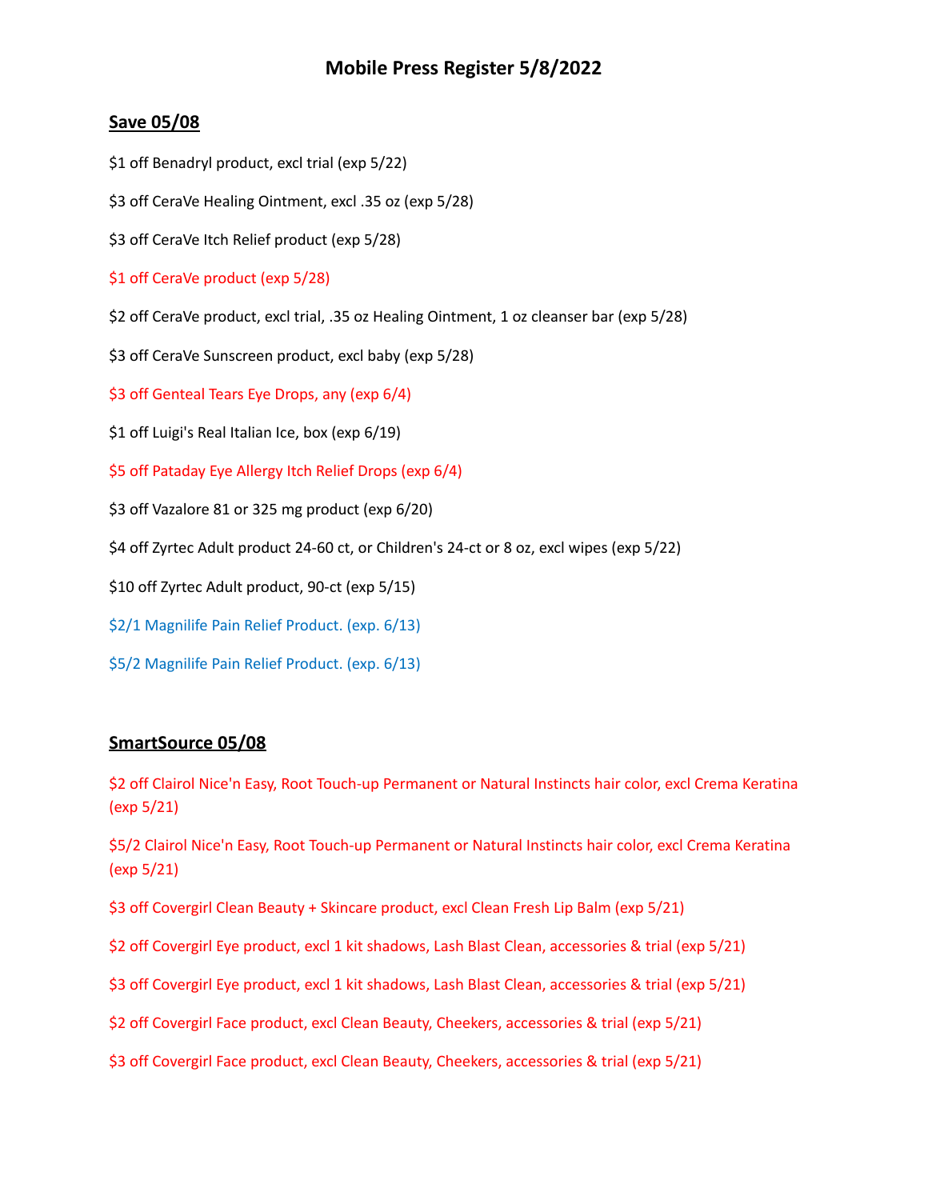# Mobile Press Register 5/8/2022

## Save 05/08

$1 off Benadryl product, excl trial (exp 5/22)

$3 off CeraVe Healing Ointment, excl .35 oz (exp 5/28)

$3 off CeraVe Itch Relief product (exp 5/28)

$1 off CeraVe product (exp 5/28)

$2 off CeraVe product, excl trial, .35 oz Healing Ointment, 1 oz cleanser bar (exp 5/28)

$3 off CeraVe Sunscreen product, excl baby (exp 5/28)

$3 off Genteal Tears Eye Drops, any (exp 6/4)

$1 off Luigi's Real Italian Ice, box (exp 6/19)

$5 off Pataday Eye Allergy Itch Relief Drops (exp 6/4)

$3 off Vazalore 81 or 325 mg product (exp 6/20)

$4 off Zyrtec Adult product 24-60 ct, or Children's 24-ct or 8 oz, excl wipes (exp 5/22)

$10 off Zyrtec Adult product, 90-ct (exp 5/15)

$2/1 Magnilife Pain Relief Product. (exp. 6/13)

$5/2 Magnilife Pain Relief Product. (exp. 6/13)

## SmartSource 05/08

$2 off Clairol Nice'n Easy, Root Touch-up Permanent or Natural Instincts hair color, excl Crema Keratina (exp 5/21)

$5/2 Clairol Nice'n Easy, Root Touch-up Permanent or Natural Instincts hair color, excl Crema Keratina (exp 5/21)

$3 off Covergirl Clean Beauty + Skincare product, excl Clean Fresh Lip Balm (exp 5/21)

$2 off Covergirl Eye product, excl 1 kit shadows, Lash Blast Clean, accessories & trial (exp 5/21)

$3 off Covergirl Eye product, excl 1 kit shadows, Lash Blast Clean, accessories & trial (exp 5/21)

$2 off Covergirl Face product, excl Clean Beauty, Cheekers, accessories & trial (exp 5/21)

$3 off Covergirl Face product, excl Clean Beauty, Cheekers, accessories & trial (exp 5/21)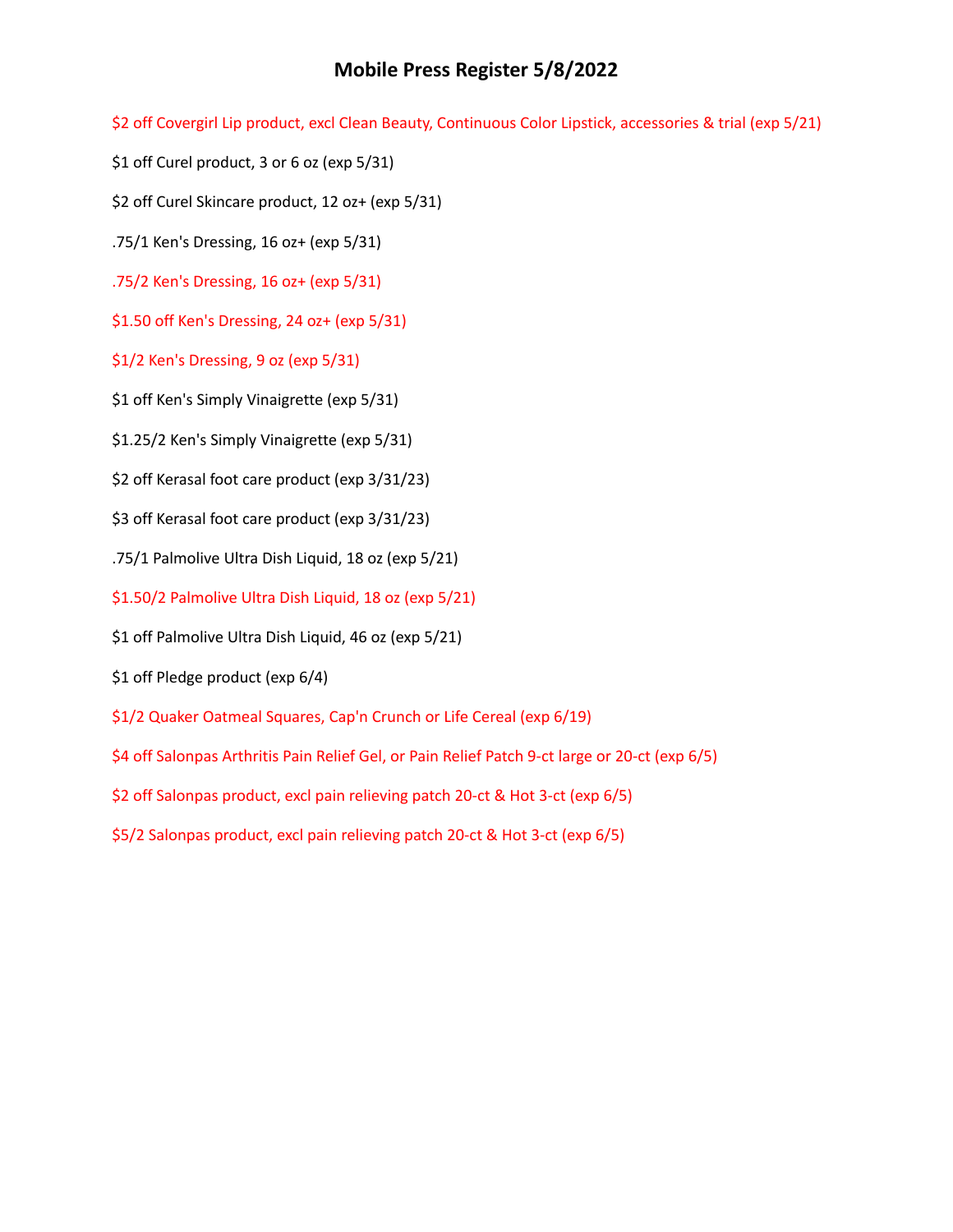# Mobile Press Register 5/8/2022

$2 off Covergirl Lip product, excl Clean Beauty, Continuous Color Lipstick, accessories & trial (exp 5/21)

$1 off Curel product, 3 or 6 oz (exp 5/31)

$2 off Curel Skincare product, 12 oz+ (exp 5/31)

.75/1 Ken's Dressing, 16 oz+ (exp 5/31)

.75/2 Ken's Dressing, 16 oz+ (exp 5/31)

$1.50 off Ken's Dressing, 24 oz+ (exp 5/31)

$1/2 Ken's Dressing, 9 oz (exp 5/31)

$1 off Ken's Simply Vinaigrette (exp 5/31)

$1.25/2 Ken's Simply Vinaigrette (exp 5/31)

$2 off Kerasal foot care product (exp 3/31/23)

$3 off Kerasal foot care product (exp 3/31/23)

.75/1 Palmolive Ultra Dish Liquid, 18 oz (exp 5/21)

$1.50/2 Palmolive Ultra Dish Liquid, 18 oz (exp 5/21)

$1 off Palmolive Ultra Dish Liquid, 46 oz (exp 5/21)

$1 off Pledge product (exp 6/4)

$1/2 Quaker Oatmeal Squares, Cap'n Crunch or Life Cereal (exp 6/19)

$4 off Salonpas Arthritis Pain Relief Gel, or Pain Relief Patch 9-ct large or 20-ct (exp 6/5)

$2 off Salonpas product, excl pain relieving patch 20-ct & Hot 3-ct (exp 6/5)

$5/2 Salonpas product, excl pain relieving patch 20-ct & Hot 3-ct (exp 6/5)